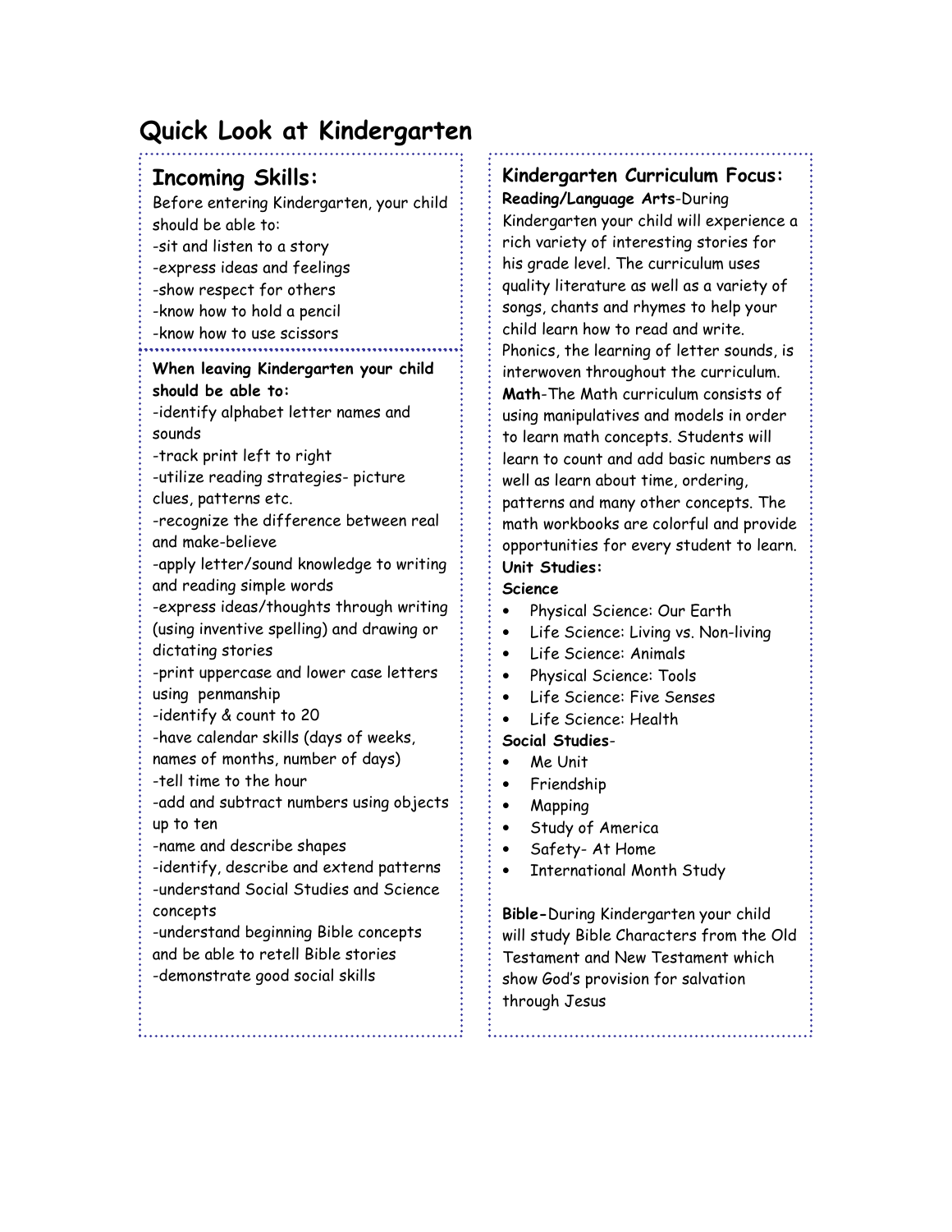# Quick Look at Kindergarten

## Incoming Skills:

Before entering Kindergarten, your child should be able to:

- -sit and listen to a story
- -express ideas and feelings
- -show respect for others
- -know how to hold a pencil
- -know how to use scissors

**When leaving Kindergarten your child should be able to:**

- -identify alphabet letter names and sounds
- -track print left to right
- -utilize reading strategies- picture clues, patterns etc.
- -recognize the difference between real and make-believe
- -apply letter/sound knowledge to writing and reading simple words
- -express ideas/thoughts through writing (using inventive spelling) and drawing or dictating stories
- -print uppercase and lower case letters using penmanship
- -identify & count to 20
- -have calendar skills (days of weeks, names of months, number of days)
- -tell time to the hour
- -add and subtract numbers using objects up to ten
- -name and describe shapes
- -identify, describe and extend patterns
- -understand Social Studies and Science concepts
- -understand beginning Bible concepts and be able to retell Bible stories
- -demonstrate good social skills

## Kindergarten Curriculum Focus:

**Reading/Language Arts**-During Kindergarten your child will experience a rich variety of interesting stories for his grade level. The curriculum uses quality literature as well as a variety of songs, chants and rhymes to help your child learn how to read and write. Phonics, the learning of letter sounds, is interwoven throughout the curriculum.

**Math**-The Math curriculum consists of using manipulatives and models in order to learn math concepts. Students will learn to count and add basic numbers as well as learn about time, ordering, patterns and many other concepts. The math workbooks are colorful and provide opportunities for every student to learn.

**Unit Studies:**

**Science**

- Physical Science: Our Earth
- Life Science: Living vs. Non-living
- Life Science: Animals
- Physical Science: Tools
- Life Science: Five Senses
- Life Science: Health

**Social Studies**-

- Me Unit
- Friendship
- Mapping
- Study of America
- Safety- At Home
- International Month Study

**Bible-**During Kindergarten your child will study Bible Characters from the Old Testament and New Testament which show God's provision for salvation through Jesus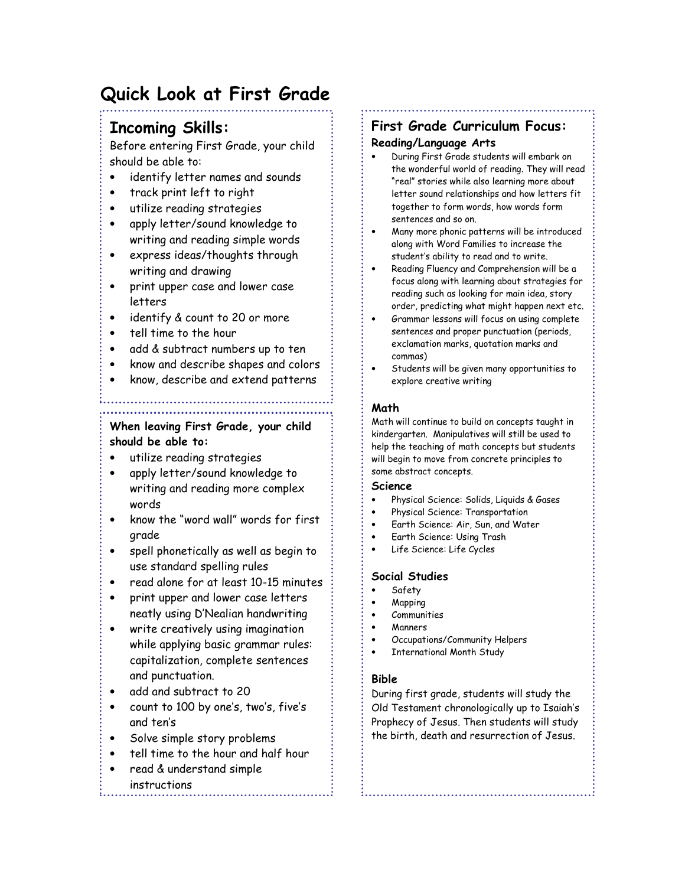# Quick Look at First Grade

## Incoming Skills:

Before entering First Grade, your child should be able to:

- identify letter names and sounds
- track print left to right
- utilize reading strategies
- apply letter/sound knowledge to writing and reading simple words
- express ideas/thoughts through writing and drawing
- print upper case and lower case letters
- identify & count to 20 or more
- tell time to the hour
- add & subtract numbers up to ten
- know and describe shapes and colors
- know, describe and extend patterns

**When leaving First Grade, your child should be able to:**

- utilize reading strategies
- apply letter/sound knowledge to writing and reading more complex words
- know the "word wall" words for first grade
- spell phonetically as well as begin to use standard spelling rules
- read alone for at least 10-15 minutes
- print upper and lower case letters neatly using D'Nealian handwriting
- write creatively using imagination while applying basic grammar rules: capitalization, complete sentences and punctuation.
- add and subtract to 20
- count to 100 by one's, two's, five's and ten's
- Solve simple story problems
- tell time to the hour and half hour
- read & understand simple instructions

## First Grade Curriculum Focus:

### Reading/Language Arts

- During First Grade students will embark on the wonderful world of reading. They will read "real" stories while also learning more about letter sound relationships and how letters fit together to form words, how words form sentences and so on.
- Many more phonic patterns will be introduced along with Word Families to increase the student's ability to read and to write.
- Reading Fluency and Comprehension will be a focus along with learning about strategies for reading such as looking for main idea, story order, predicting what might happen next etc.
- Grammar lessons will focus on using complete sentences and proper punctuation (periods, exclamation marks, quotation marks and commas)
- Students will be given many opportunities to explore creative writing

### Math

Math will continue to build on concepts taught in kindergarten. Manipulatives will still be used to help the teaching of math concepts but students will begin to move from concrete principles to some abstract concepts.

### Science

- Physical Science: Solids, Liquids & Gases
- Physical Science: Transportation
- Earth Science: Air, Sun, and Water
- Earth Science: Using Trash
- Life Science: Life Cycles

### Social Studies

- Safety
- Mapping
- Communities
- Manners
- Occupations/Community Helpers
- International Month Study

### Bible

During first grade, students will study the Old Testament chronologically up to Isaiah's Prophecy of Jesus. Then students will study the birth, death and resurrection of Jesus.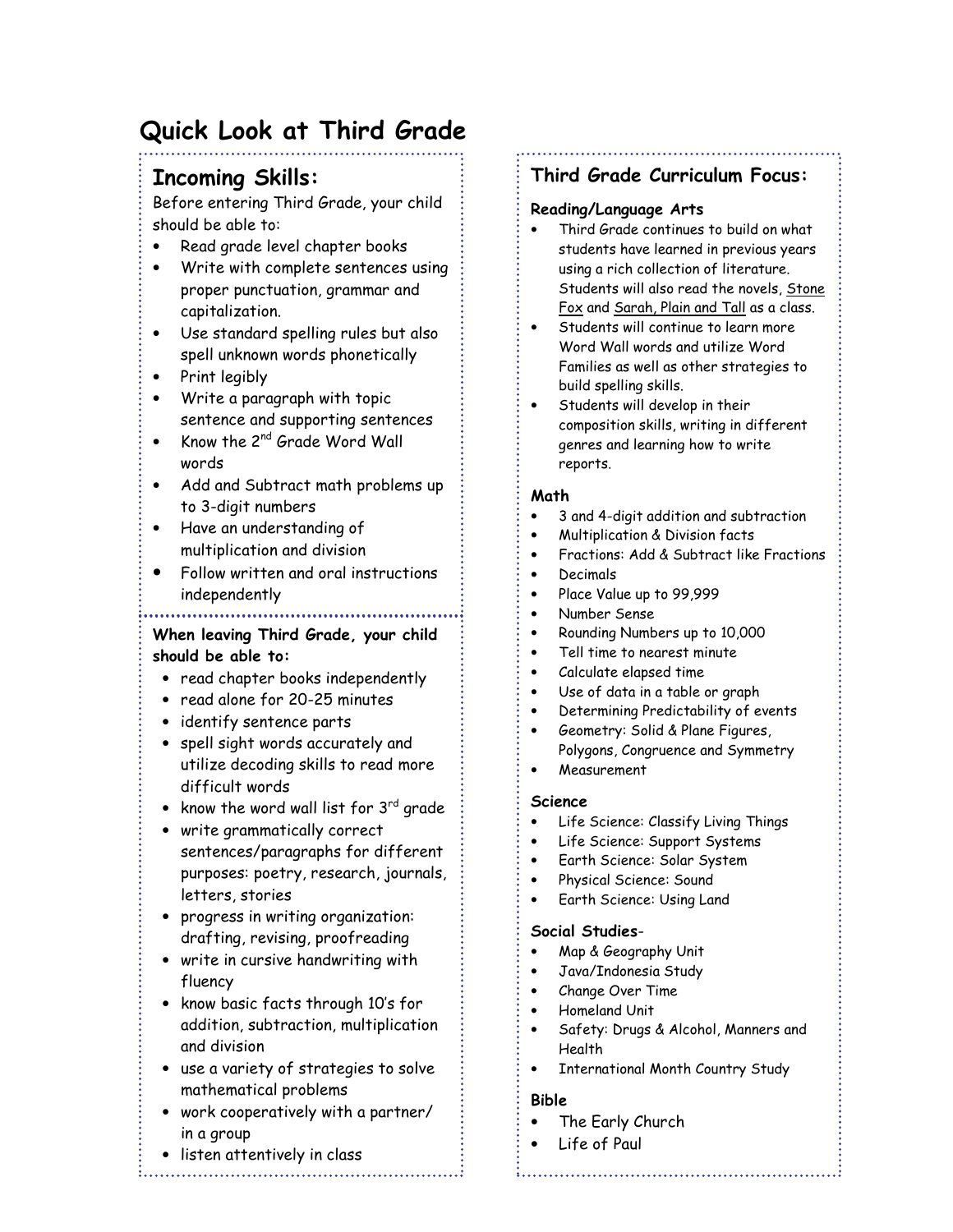# Quick Look at Third Grade

## Incoming Skills:

Before entering Third Grade, your child should be able to:

- Read grade level chapter books
- Write with complete sentences using proper punctuation, grammar and capitalization.
- Use standard spelling rules but also spell unknown words phonetically
- Print legibly
- Write a paragraph with topic sentence and supporting sentences
- Know the 2nd Grade Word Wall words
- Add and Subtract math problems up to 3-digit numbers
- Have an understanding of multiplication and division
- Follow written and oral instructions independently

**When leaving Third Grade, your child should be able to:**

- read chapter books independently
- read alone for 20-25 minutes
- identify sentence parts
- spell sight words accurately and utilize decoding skills to read more difficult words
- know the word wall list for 3rd grade
- write grammatically correct sentences/paragraphs for different purposes: poetry, research, journals, letters, stories
- progress in writing organization: drafting, revising, proofreading
- write in cursive handwriting with fluency
- know basic facts through 10's for addition, subtraction, multiplication and division
- use a variety of strategies to solve mathematical problems
- work cooperatively with a partner/ in a group
- listen attentively in class

## Third Grade Curriculum Focus:

### Reading/Language Arts

- Third Grade continues to build on what students have learned in previous years using a rich collection of literature. Students will also read the novels, Stone Fox and Sarah, Plain and Tall as a class.
- Students will continue to learn more Word Wall words and utilize Word Families as well as other strategies to build spelling skills.
- Students will develop in their composition skills, writing in different genres and learning how to write reports.

### Math

- 3 and 4-digit addition and subtraction
- Multiplication & Division facts
- Fractions: Add & Subtract like Fractions
- Decimals
- Place Value up to 99,999
- Number Sense
- Rounding Numbers up to 10,000
- Tell time to nearest minute
- Calculate elapsed time
- Use of data in a table or graph
- Determining Predictability of events
- Geometry: Solid & Plane Figures, Polygons, Congruence and Symmetry
- Measurement

### Science

- Life Science: Classify Living Things
- Life Science: Support Systems
- Earth Science: Solar System
- Physical Science: Sound
- Earth Science: Using Land

### Social Studies-

- Map & Geography Unit
- Java/Indonesia Study
- Change Over Time
- Homeland Unit
- Safety: Drugs & Alcohol, Manners and Health
- International Month Country Study

### Bible

- The Early Church
- Life of Paul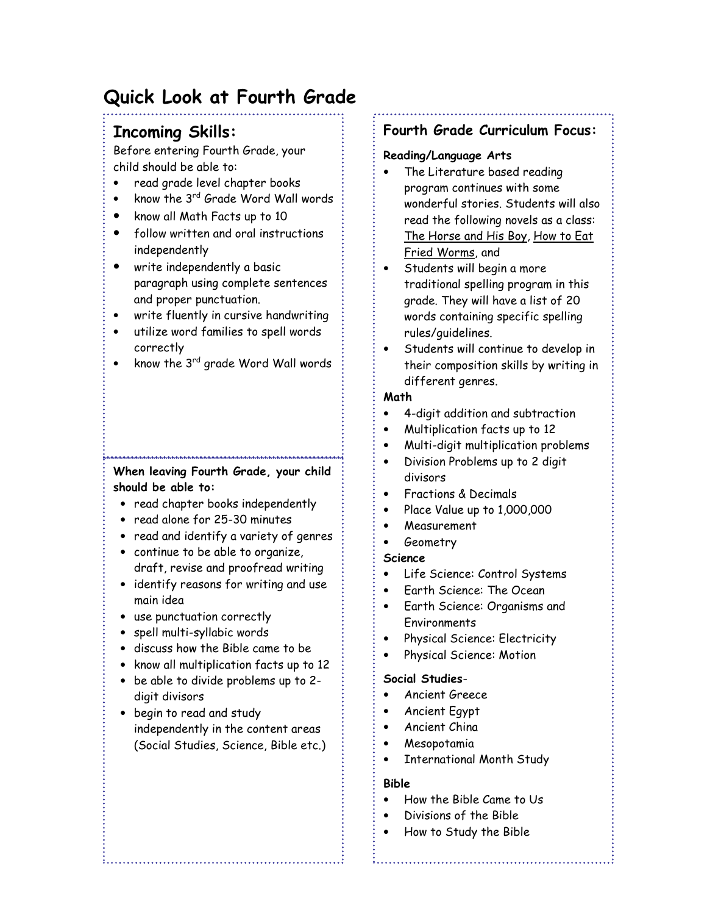# Quick Look at Fourth Grade

## Incoming Skills:

Before entering Fourth Grade, your child should be able to:

- read grade level chapter books
- know the 3rd Grade Word Wall words
- know all Math Facts up to 10
- follow written and oral instructions independently
- write independently a basic paragraph using complete sentences and proper punctuation.
- write fluently in cursive handwriting
- utilize word families to spell words correctly
- know the 3rd grade Word Wall words

**When leaving Fourth Grade, your child should be able to:**

- read chapter books independently
- read alone for 25-30 minutes
- read and identify a variety of genres
- continue to be able to organize, draft, revise and proofread writing
- identify reasons for writing and use main idea
- use punctuation correctly
- spell multi-syllabic words
- discuss how the Bible came to be
- know all multiplication facts up to 12
- be able to divide problems up to 2-digit divisors
- begin to read and study independently in the content areas (Social Studies, Science, Bible etc.)

## Fourth Grade Curriculum Focus:

**Reading/Language Arts**

- The Literature based reading program continues with some wonderful stories. Students will also read the following novels as a class: <u>The Horse and His Boy</u>, <u>How to Eat Fried Worms</u>, and
- Students will begin a more traditional spelling program in this grade. They will have a list of 20 words containing specific spelling rules/guidelines.
- Students will continue to develop in their composition skills by writing in different genres.

**Math**

- 4-digit addition and subtraction
- Multiplication facts up to 12
- Multi-digit multiplication problems
- Division Problems up to 2 digit divisors
- Fractions & Decimals
- Place Value up to 1,000,000
- Measurement
- Geometry

**Science**

- Life Science: Control Systems
- Earth Science: The Ocean
- Earth Science: Organisms and Environments
- Physical Science: Electricity
- Physical Science: Motion

**Social Studies**-

- Ancient Greece
- Ancient Egypt
- Ancient China
- Mesopotamia
- International Month Study

**Bible**

- How the Bible Came to Us
- Divisions of the Bible
- How to Study the Bible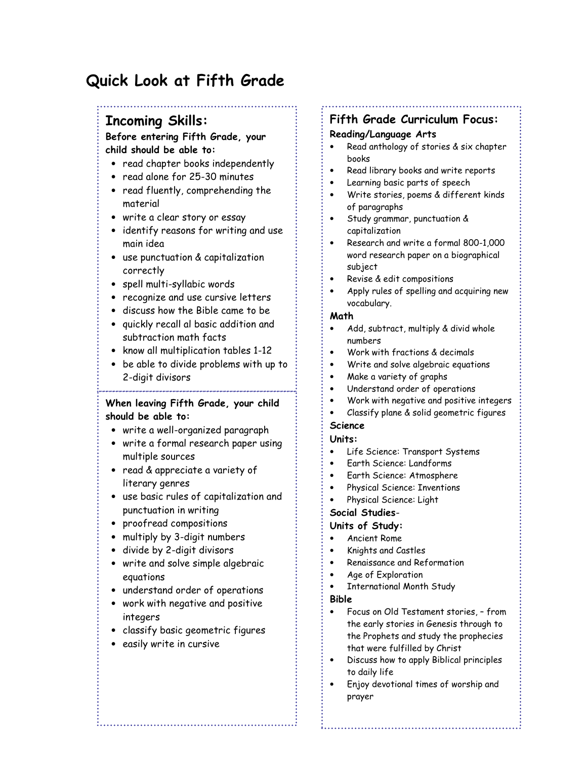# Quick Look at Fifth Grade

## Incoming Skills:

**Before entering Fifth Grade, your child should be able to:**

- read chapter books independently
- read alone for 25-30 minutes
- read fluently, comprehending the material
- write a clear story or essay
- identify reasons for writing and use main idea
- use punctuation & capitalization correctly
- spell multi-syllabic words
- recognize and use cursive letters
- discuss how the Bible came to be
- quickly recall al basic addition and subtraction math facts
- know all multiplication tables 1-12
- be able to divide problems with up to 2-digit divisors

**When leaving Fifth Grade, your child should be able to:**

- write a well-organized paragraph
- write a formal research paper using multiple sources
- read & appreciate a variety of literary genres
- use basic rules of capitalization and punctuation in writing
- proofread compositions
- multiply by 3-digit numbers
- divide by 2-digit divisors
- write and solve simple algebraic equations
- understand order of operations
- work with negative and positive integers
- classify basic geometric figures
- easily write in cursive

## Fifth Grade Curriculum Focus:

**Reading/Language Arts**

- Read anthology of stories & six chapter books
- Read library books and write reports
- Learning basic parts of speech
- Write stories, poems & different kinds of paragraphs
- Study grammar, punctuation & capitalization
- Research and write a formal 800-1,000 word research paper on a biographical subject
- Revise & edit compositions
- Apply rules of spelling and acquiring new vocabulary.

**Math**

- Add, subtract, multiply & divid whole numbers
- Work with fractions & decimals
- Write and solve algebraic equations
- Make a variety of graphs
- Understand order of operations
- Work with negative and positive integers
- Classify plane & solid geometric figures

**Science**

**Units:**

- Life Science: Transport Systems
- Earth Science: Landforms
- Earth Science: Atmosphere
- Physical Science: Inventions
- Physical Science: Light

**Social Studies-**

**Units of Study:**

- Ancient Rome
- Knights and Castles
- Renaissance and Reformation
- Age of Exploration
- International Month Study

**Bible**

- Focus on Old Testament stories, – from the early stories in Genesis through to the Prophets and study the prophecies that were fulfilled by Christ
- Discuss how to apply Biblical principles to daily life
- Enjoy devotional times of worship and prayer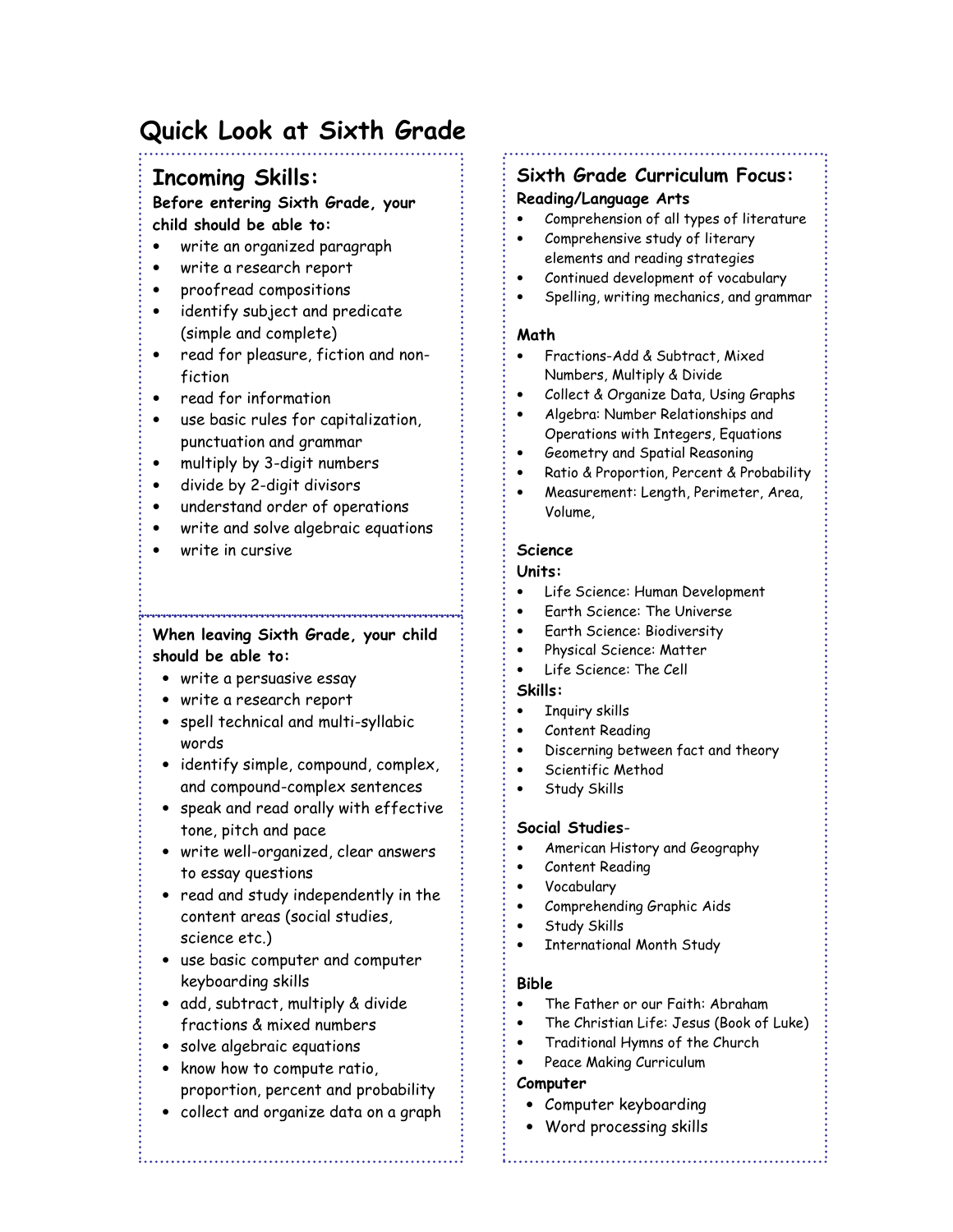# Quick Look at Sixth Grade

## Incoming Skills:

**Before entering Sixth Grade, your child should be able to:**

- write an organized paragraph
- write a research report
- proofread compositions
- identify subject and predicate (simple and complete)
- read for pleasure, fiction and non-fiction
- read for information
- use basic rules for capitalization, punctuation and grammar
- multiply by 3-digit numbers
- divide by 2-digit divisors
- understand order of operations
- write and solve algebraic equations
- write in cursive

**When leaving Sixth Grade, your child should be able to:**

- write a persuasive essay
- write a research report
- spell technical and multi-syllabic words
- identify simple, compound, complex, and compound-complex sentences
- speak and read orally with effective tone, pitch and pace
- write well-organized, clear answers to essay questions
- read and study independently in the content areas (social studies, science etc.)
- use basic computer and computer keyboarding skills
- add, subtract, multiply & divide fractions & mixed numbers
- solve algebraic equations
- know how to compute ratio, proportion, percent and probability
- collect and organize data on a graph

## Sixth Grade Curriculum Focus:

**Reading/Language Arts**

- Comprehension of all types of literature
- Comprehensive study of literary elements and reading strategies
- Continued development of vocabulary
- Spelling, writing mechanics, and grammar

**Math**

- Fractions-Add & Subtract, Mixed Numbers, Multiply & Divide
- Collect & Organize Data, Using Graphs
- Algebra: Number Relationships and Operations with Integers, Equations
- Geometry and Spatial Reasoning
- Ratio & Proportion, Percent & Probability
- Measurement: Length, Perimeter, Area, Volume,

**Science**

**Units:**

- Life Science: Human Development
- Earth Science: The Universe
- Earth Science: Biodiversity
- Physical Science: Matter
- Life Science: The Cell

**Skills:**

- Inquiry skills
- Content Reading
- Discerning between fact and theory
- Scientific Method
- Study Skills

**Social Studies**-

- American History and Geography
- Content Reading
- Vocabulary
- Comprehending Graphic Aids
- Study Skills
- International Month Study

**Bible**

- The Father or our Faith: Abraham
- The Christian Life: Jesus (Book of Luke)
- Traditional Hymns of the Church
- Peace Making Curriculum

**Computer**

- Computer keyboarding
- Word processing skills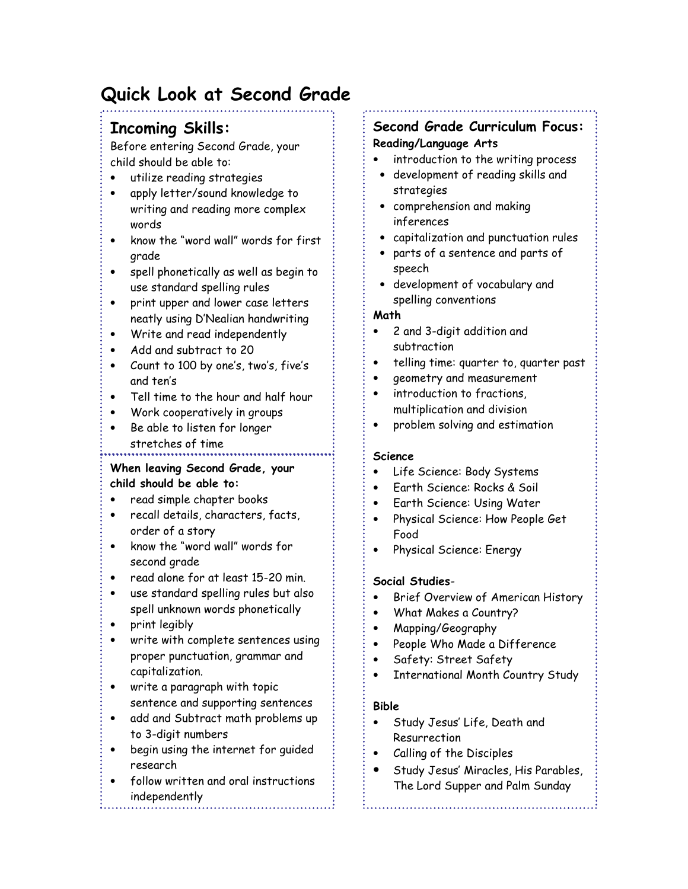# Quick Look at Second Grade

## Incoming Skills:

Before entering Second Grade, your child should be able to:

- utilize reading strategies
- apply letter/sound knowledge to writing and reading more complex words
- know the "word wall" words for first grade
- spell phonetically as well as begin to use standard spelling rules
- print upper and lower case letters neatly using D'Nealian handwriting
- Write and read independently
- Add and subtract to 20
- Count to 100 by one's, two's, five's and ten's
- Tell time to the hour and half hour
- Work cooperatively in groups
- Be able to listen for longer stretches of time

**When leaving Second Grade, your child should be able to:**

- read simple chapter books
- recall details, characters, facts, order of a story
- know the "word wall" words for second grade
- read alone for at least 15-20 min.
- use standard spelling rules but also spell unknown words phonetically
- print legibly
- write with complete sentences using proper punctuation, grammar and capitalization.
- write a paragraph with topic sentence and supporting sentences
- add and Subtract math problems up to 3-digit numbers
- begin using the internet for guided research
- follow written and oral instructions independently

## Second Grade Curriculum Focus:

**Reading/Language Arts**

- introduction to the writing process
- development of reading skills and strategies
- comprehension and making inferences
- capitalization and punctuation rules
- parts of a sentence and parts of speech
- development of vocabulary and spelling conventions

**Math**

- 2 and 3-digit addition and subtraction
- telling time: quarter to, quarter past
- geometry and measurement
- introduction to fractions, multiplication and division
- problem solving and estimation

**Science**

- Life Science: Body Systems
- Earth Science: Rocks & Soil
- Earth Science: Using Water
- Physical Science: How People Get Food
- Physical Science: Energy

**Social Studies**-

- Brief Overview of American History
- What Makes a Country?
- Mapping/Geography
- People Who Made a Difference
- Safety: Street Safety
- International Month Country Study

**Bible**

- Study Jesus' Life, Death and Resurrection
- Calling of the Disciples
- Study Jesus' Miracles, His Parables, The Lord Supper and Palm Sunday